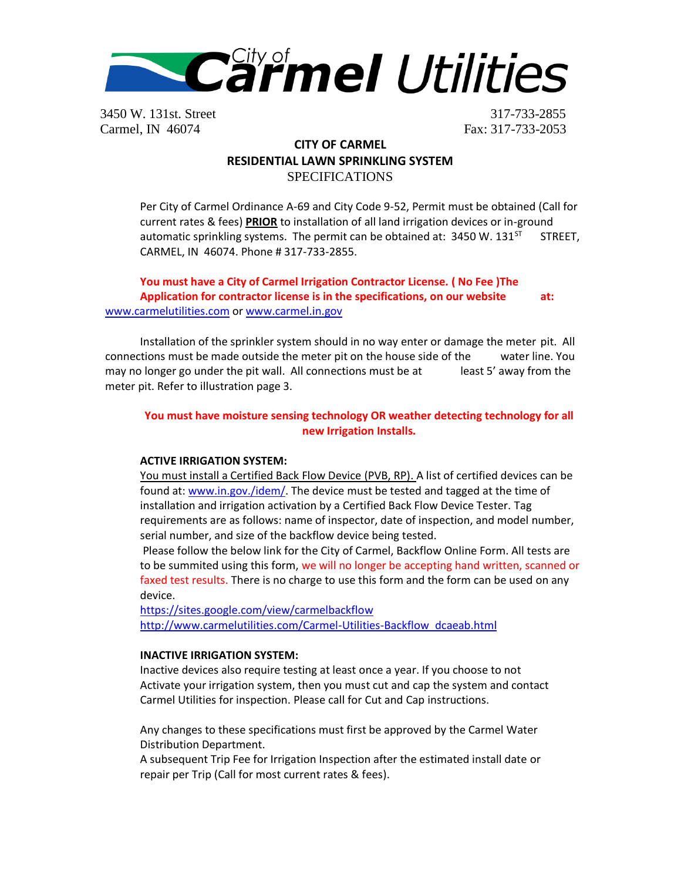# City of Carmel Utilities

3450 W. 131st. Street
Carmel, IN 46074

317-733-2855
Fax: 317-733-2053

## CITY OF CARMEL
## RESIDENTIAL LAWN SPRINKLING SYSTEM
## SPECIFICATIONS

Per City of Carmel Ordinance A-69 and City Code 9-52, Permit must be obtained (Call for current rates & fees) **PRIOR** to installation of all land irrigation devices or in-ground automatic sprinkling systems. The permit can be obtained at: 3450 W. 131ST STREET, CARMEL, IN 46074. Phone # 317-733-2855.

**You must have a City of Carmel Irrigation Contractor License. ( No Fee )The Application for contractor license is in the specifications, on our website at:** www.carmelutilities.com or www.carmel.in.gov

Installation of the sprinkler system should in no way enter or damage the meter pit. All connections must be made outside the meter pit on the house side of the water line. You may no longer go under the pit wall. All connections must be at least 5' away from the meter pit. Refer to illustration page 3.

**You must have moisture sensing technology OR weather detecting technology for all new Irrigation Installs.**

**ACTIVE IRRIGATION SYSTEM:**

You must install a Certified Back Flow Device (PVB, RP). A list of certified devices can be found at: www.in.gov./idem/. The device must be tested and tagged at the time of installation and irrigation activation by a Certified Back Flow Device Tester. Tag requirements are as follows: name of inspector, date of inspection, and model number, serial number, and size of the backflow device being tested.

Please follow the below link for the City of Carmel, Backflow Online Form. All tests are to be summited using this form, we will no longer be accepting hand written, scanned or faxed test results. There is no charge to use this form and the form can be used on any device.

https://sites.google.com/view/carmelbackflow
http://www.carmelutilities.com/Carmel-Utilities-Backflow_dcaeab.html

**INACTIVE IRRIGATION SYSTEM:**

Inactive devices also require testing at least once a year. If you choose to not Activate your irrigation system, then you must cut and cap the system and contact Carmel Utilities for inspection. Please call for Cut and Cap instructions.

Any changes to these specifications must first be approved by the Carmel Water Distribution Department.

A subsequent Trip Fee for Irrigation Inspection after the estimated install date or repair per Trip (Call for most current rates & fees).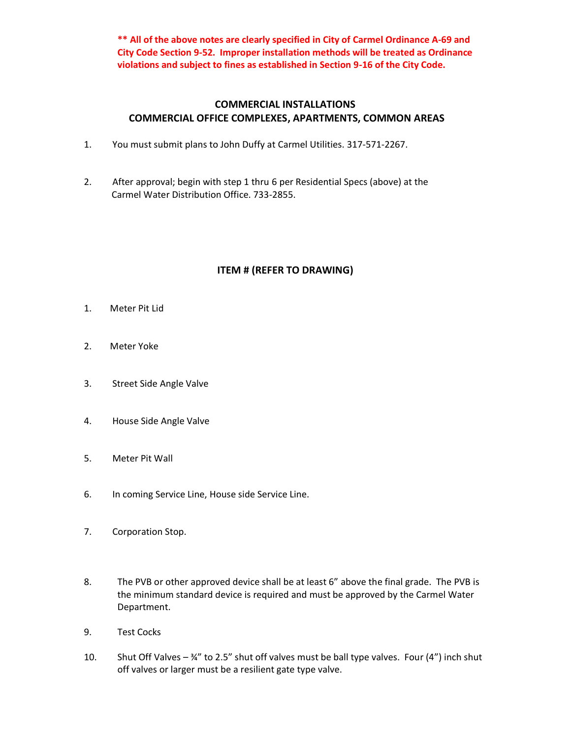**\*\* All of the above notes are clearly specified in City of Carmel Ordinance A-69 and City Code Section 9-52. Improper installation methods will be treated as Ordinance violations and subject to fines as established in Section 9-16 of the City Code.**

## COMMERCIAL INSTALLATIONS
## COMMERCIAL OFFICE COMPLEXES, APARTMENTS, COMMON AREAS

1. You must submit plans to John Duffy at Carmel Utilities. 317-571-2267.

2. After approval; begin with step 1 thru 6 per Residential Specs (above) at the Carmel Water Distribution Office. 733-2855.

## ITEM # (REFER TO DRAWING)

1. Meter Pit Lid

2. Meter Yoke

3. Street Side Angle Valve

4. House Side Angle Valve

5. Meter Pit Wall

6. In coming Service Line, House side Service Line.

7. Corporation Stop.

8. The PVB or other approved device shall be at least 6" above the final grade. The PVB is the minimum standard device is required and must be approved by the Carmel Water Department.

9. Test Cocks

10. Shut Off Valves – ¾" to 2.5" shut off valves must be ball type valves. Four (4") inch shut off valves or larger must be a resilient gate type valve.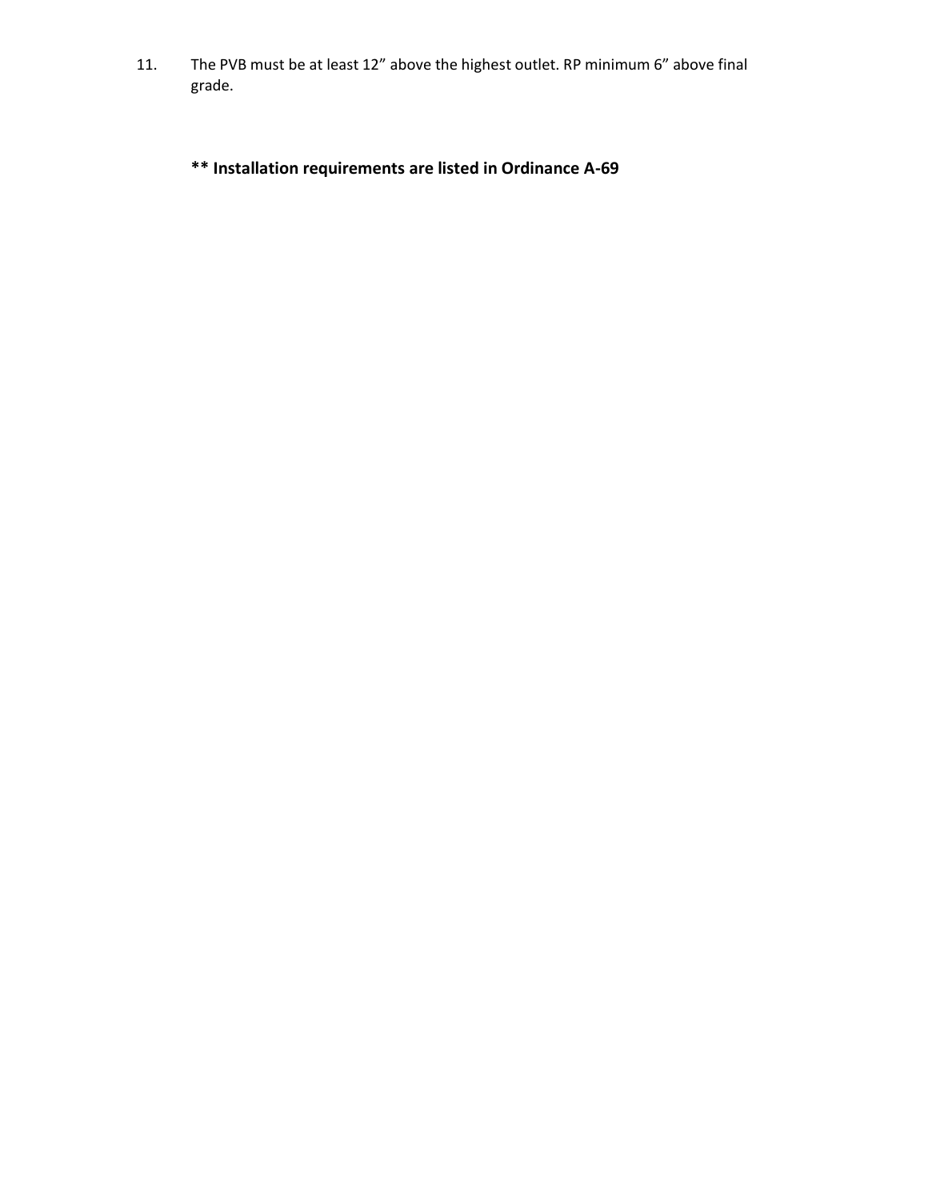11. The PVB must be at least 12” above the highest outlet. RP minimum 6” above final grade.

**** Installation requirements are listed in Ordinance A-69**